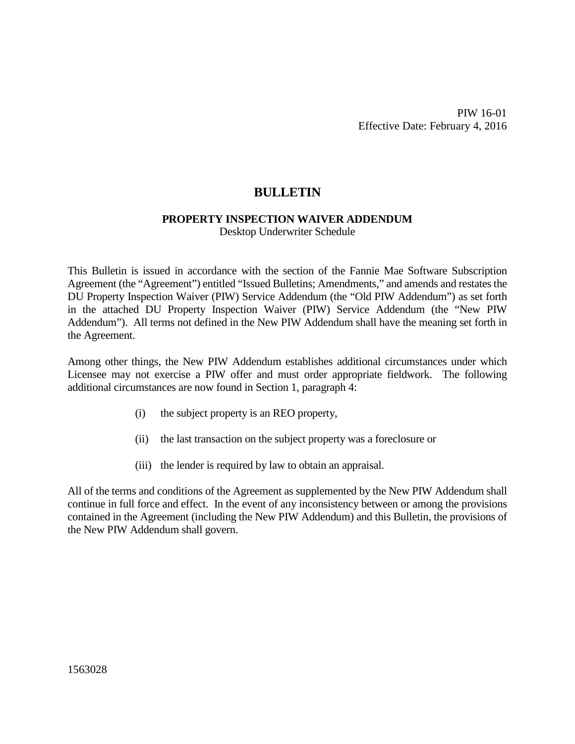PIW 16-01
Effective Date: February 4, 2016

# BULLETIN

## PROPERTY INSPECTION WAIVER ADDENDUM

Desktop Underwriter Schedule

This Bulletin is issued in accordance with the section of the Fannie Mae Software Subscription Agreement (the "Agreement") entitled "Issued Bulletins; Amendments," and amends and restates the DU Property Inspection Waiver (PIW) Service Addendum (the "Old PIW Addendum") as set forth in the attached DU Property Inspection Waiver (PIW) Service Addendum (the "New PIW Addendum"). All terms not defined in the New PIW Addendum shall have the meaning set forth in the Agreement.

Among other things, the New PIW Addendum establishes additional circumstances under which Licensee may not exercise a PIW offer and must order appropriate fieldwork. The following additional circumstances are now found in Section 1, paragraph 4:

(i) the subject property is an REO property,

(ii) the last transaction on the subject property was a foreclosure or

(iii) the lender is required by law to obtain an appraisal.

All of the terms and conditions of the Agreement as supplemented by the New PIW Addendum shall continue in full force and effect. In the event of any inconsistency between or among the provisions contained in the Agreement (including the New PIW Addendum) and this Bulletin, the provisions of the New PIW Addendum shall govern.

1563028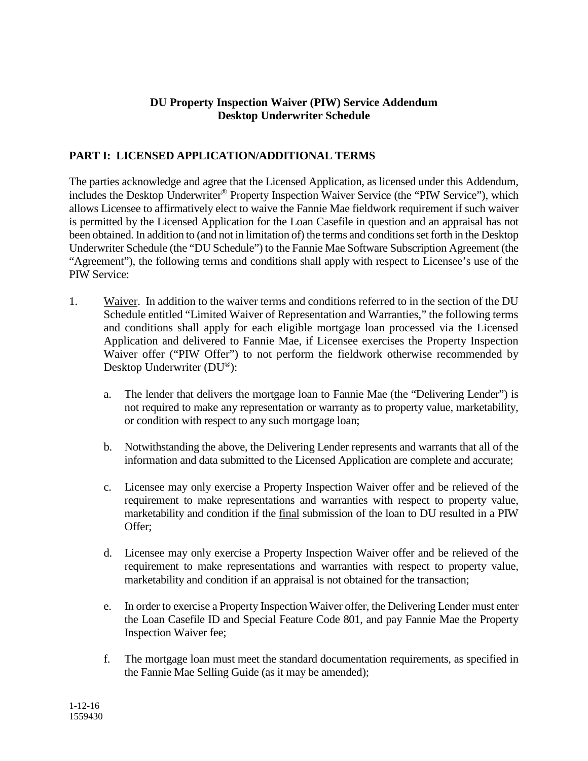**DU Property Inspection Waiver (PIW) Service Addendum**
**Desktop Underwriter Schedule**

## PART I: LICENSED APPLICATION/ADDITIONAL TERMS

The parties acknowledge and agree that the Licensed Application, as licensed under this Addendum, includes the Desktop Underwriter® Property Inspection Waiver Service (the "PIW Service"), which allows Licensee to affirmatively elect to waive the Fannie Mae fieldwork requirement if such waiver is permitted by the Licensed Application for the Loan Casefile in question and an appraisal has not been obtained. In addition to (and not in limitation of) the terms and conditions set forth in the Desktop Underwriter Schedule (the "DU Schedule") to the Fannie Mae Software Subscription Agreement (the "Agreement"), the following terms and conditions shall apply with respect to Licensee's use of the PIW Service:

1. Waiver. In addition to the waiver terms and conditions referred to in the section of the DU Schedule entitled "Limited Waiver of Representation and Warranties," the following terms and conditions shall apply for each eligible mortgage loan processed via the Licensed Application and delivered to Fannie Mae, if Licensee exercises the Property Inspection Waiver offer ("PIW Offer") to not perform the fieldwork otherwise recommended by Desktop Underwriter (DU®):

   a. The lender that delivers the mortgage loan to Fannie Mae (the "Delivering Lender") is not required to make any representation or warranty as to property value, marketability, or condition with respect to any such mortgage loan;

   b. Notwithstanding the above, the Delivering Lender represents and warrants that all of the information and data submitted to the Licensed Application are complete and accurate;

   c. Licensee may only exercise a Property Inspection Waiver offer and be relieved of the requirement to make representations and warranties with respect to property value, marketability and condition if the final submission of the loan to DU resulted in a PIW Offer;

   d. Licensee may only exercise a Property Inspection Waiver offer and be relieved of the requirement to make representations and warranties with respect to property value, marketability and condition if an appraisal is not obtained for the transaction;

   e. In order to exercise a Property Inspection Waiver offer, the Delivering Lender must enter the Loan Casefile ID and Special Feature Code 801, and pay Fannie Mae the Property Inspection Waiver fee;

   f. The mortgage loan must meet the standard documentation requirements, as specified in the Fannie Mae Selling Guide (as it may be amended);

1-12-16
1559430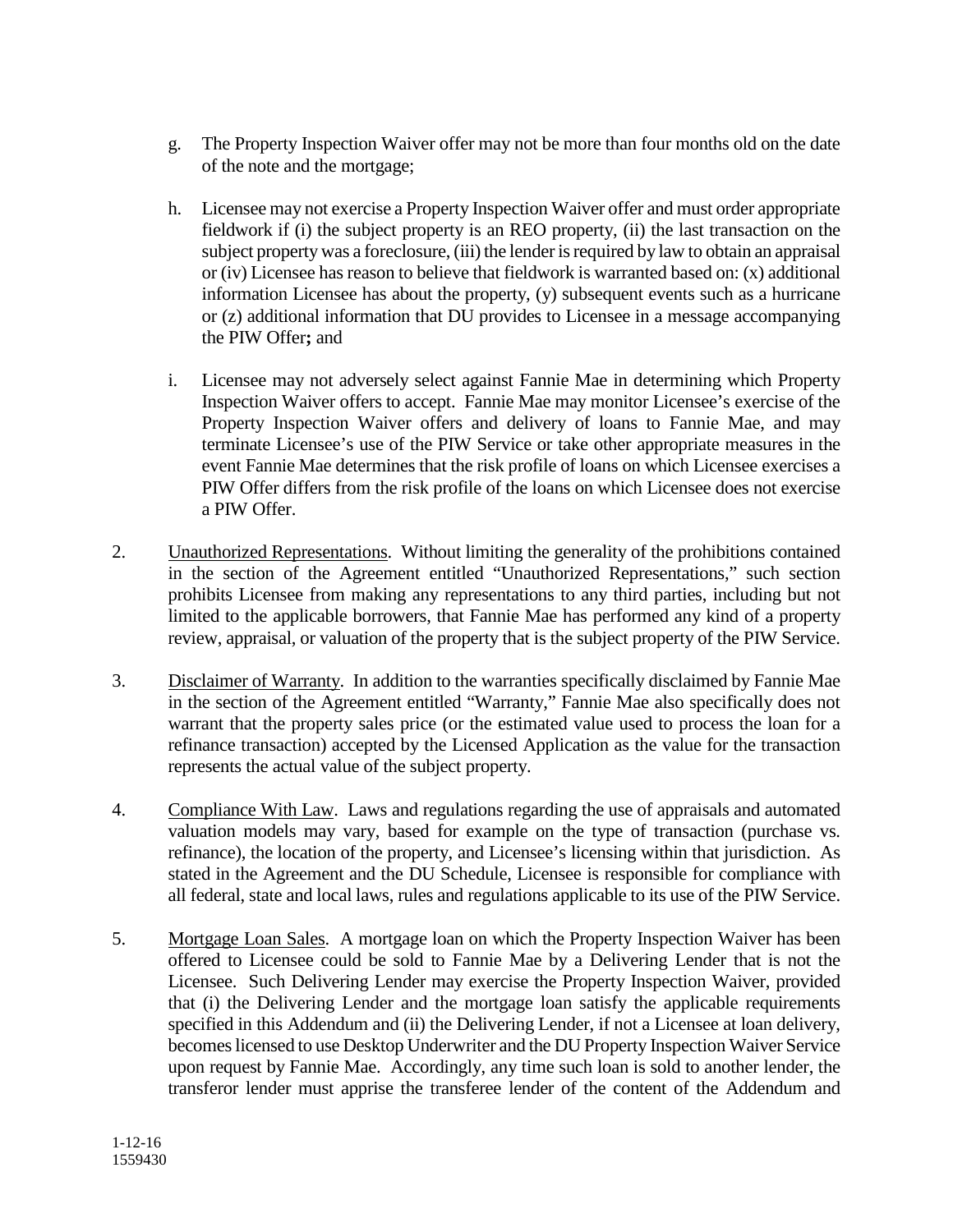g. The Property Inspection Waiver offer may not be more than four months old on the date of the note and the mortgage;

h. Licensee may not exercise a Property Inspection Waiver offer and must order appropriate fieldwork if (i) the subject property is an REO property, (ii) the last transaction on the subject property was a foreclosure, (iii) the lender is required by law to obtain an appraisal or (iv) Licensee has reason to believe that fieldwork is warranted based on: (x) additional information Licensee has about the property, (y) subsequent events such as a hurricane or (z) additional information that DU provides to Licensee in a message accompanying the PIW Offer**;** and

i. Licensee may not adversely select against Fannie Mae in determining which Property Inspection Waiver offers to accept. Fannie Mae may monitor Licensee's exercise of the Property Inspection Waiver offers and delivery of loans to Fannie Mae, and may terminate Licensee's use of the PIW Service or take other appropriate measures in the event Fannie Mae determines that the risk profile of loans on which Licensee exercises a PIW Offer differs from the risk profile of the loans on which Licensee does not exercise a PIW Offer.

2. Unauthorized Representations. Without limiting the generality of the prohibitions contained in the section of the Agreement entitled "Unauthorized Representations," such section prohibits Licensee from making any representations to any third parties, including but not limited to the applicable borrowers, that Fannie Mae has performed any kind of a property review, appraisal, or valuation of the property that is the subject property of the PIW Service.

3. Disclaimer of Warranty. In addition to the warranties specifically disclaimed by Fannie Mae in the section of the Agreement entitled "Warranty," Fannie Mae also specifically does not warrant that the property sales price (or the estimated value used to process the loan for a refinance transaction) accepted by the Licensed Application as the value for the transaction represents the actual value of the subject property.

4. Compliance With Law. Laws and regulations regarding the use of appraisals and automated valuation models may vary, based for example on the type of transaction (purchase vs. refinance), the location of the property, and Licensee's licensing within that jurisdiction. As stated in the Agreement and the DU Schedule, Licensee is responsible for compliance with all federal, state and local laws, rules and regulations applicable to its use of the PIW Service.

5. Mortgage Loan Sales. A mortgage loan on which the Property Inspection Waiver has been offered to Licensee could be sold to Fannie Mae by a Delivering Lender that is not the Licensee. Such Delivering Lender may exercise the Property Inspection Waiver, provided that (i) the Delivering Lender and the mortgage loan satisfy the applicable requirements specified in this Addendum and (ii) the Delivering Lender, if not a Licensee at loan delivery, becomes licensed to use Desktop Underwriter and the DU Property Inspection Waiver Service upon request by Fannie Mae. Accordingly, any time such loan is sold to another lender, the transferor lender must apprise the transferee lender of the content of the Addendum and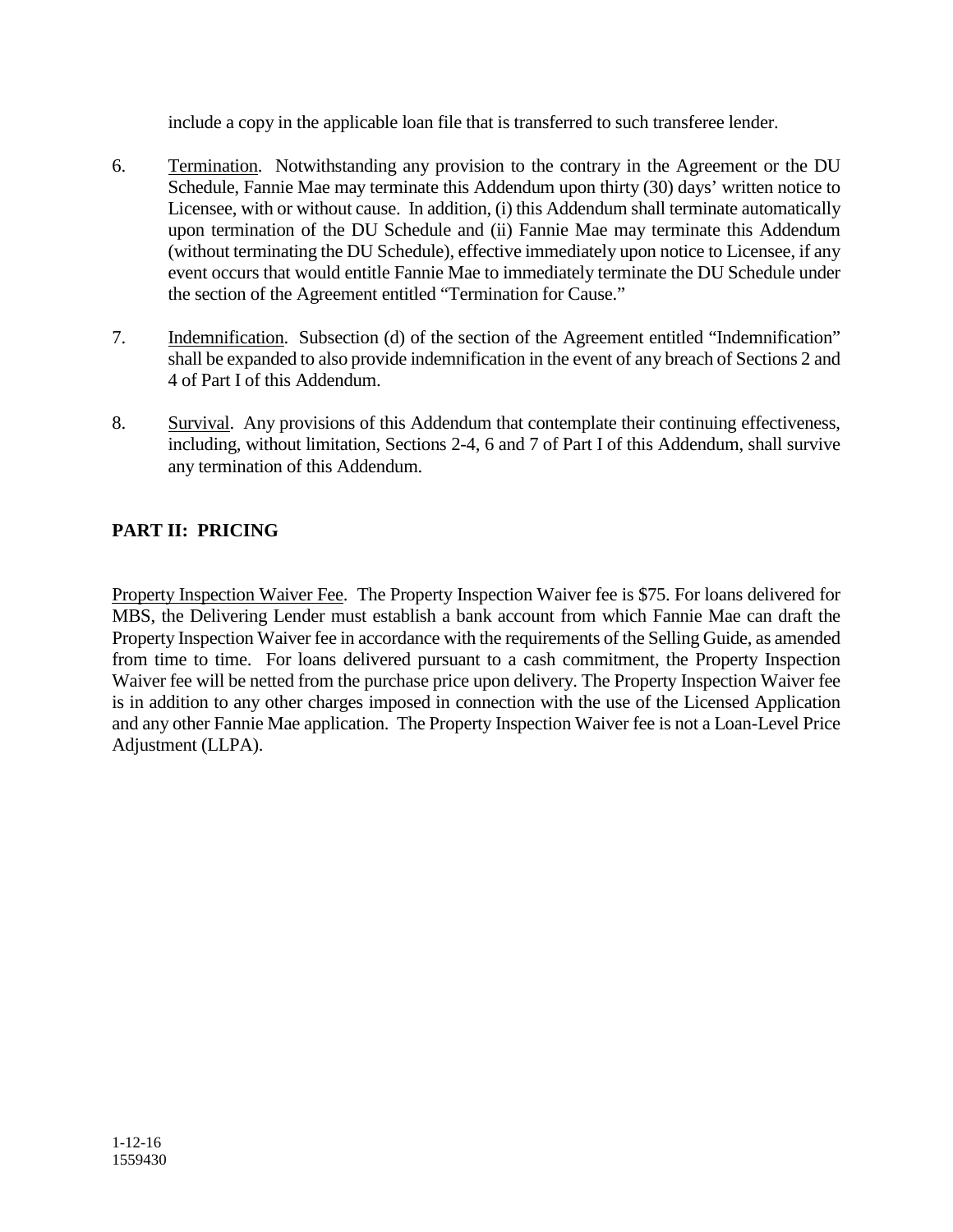include a copy in the applicable loan file that is transferred to such transferee lender.

6. Termination. Notwithstanding any provision to the contrary in the Agreement or the DU Schedule, Fannie Mae may terminate this Addendum upon thirty (30) days' written notice to Licensee, with or without cause. In addition, (i) this Addendum shall terminate automatically upon termination of the DU Schedule and (ii) Fannie Mae may terminate this Addendum (without terminating the DU Schedule), effective immediately upon notice to Licensee, if any event occurs that would entitle Fannie Mae to immediately terminate the DU Schedule under the section of the Agreement entitled "Termination for Cause."

7. Indemnification. Subsection (d) of the section of the Agreement entitled "Indemnification" shall be expanded to also provide indemnification in the event of any breach of Sections 2 and 4 of Part I of this Addendum.

8. Survival. Any provisions of this Addendum that contemplate their continuing effectiveness, including, without limitation, Sections 2-4, 6 and 7 of Part I of this Addendum, shall survive any termination of this Addendum.

## PART II: PRICING

Property Inspection Waiver Fee. The Property Inspection Waiver fee is $75. For loans delivered for MBS, the Delivering Lender must establish a bank account from which Fannie Mae can draft the Property Inspection Waiver fee in accordance with the requirements of the Selling Guide, as amended from time to time. For loans delivered pursuant to a cash commitment, the Property Inspection Waiver fee will be netted from the purchase price upon delivery. The Property Inspection Waiver fee is in addition to any other charges imposed in connection with the use of the Licensed Application and any other Fannie Mae application. The Property Inspection Waiver fee is not a Loan-Level Price Adjustment (LLPA).

1-12-16
1559430